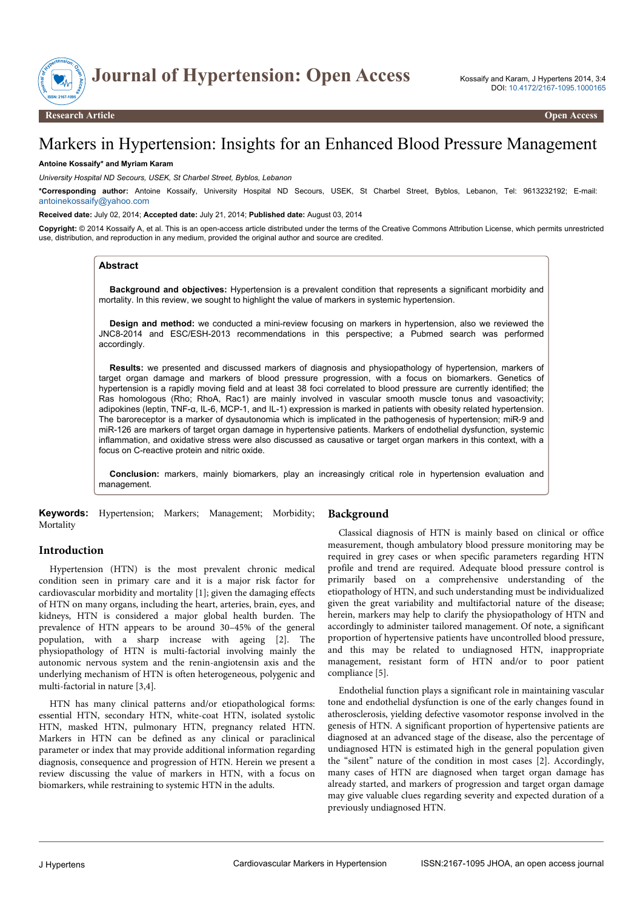# Markers in Hypertension: Insights for an Enhanced Blood Pressure Management

**Antoine Kossaify\* and Myriam Karam**

*University Hospital ND Secours, USEK, St Charbel Street, Byblos, Lebanon*

**\*Corresponding author:** Antoine Kossaify, University Hospital ND Secours, USEK, St Charbel Street, Byblos, Lebanon, Tel: 9613232192; E-mail: antoinekossaify@yahoo.com

**Received date:** July 02, 2014; **Accepted date:** July 21, 2014; **Published date:** August 03, 2014

**Copyright:** © 2014 Kossaify A, et al. This is an open-access article distributed under the terms of the Creative Commons Attribution License, which permits unrestricted use, distribution, and reproduction in any medium, provided the original author and source are credited.

## Abstract

**Background and objectives:** Hypertension is a prevalent condition that represents a significant morbidity and mortality. In this review, we sought to highlight the value of markers in systemic hypertension.

**Design and method:** we conducted a mini-review focusing on markers in hypertension, also we reviewed the JNC8-2014 and ESC/ESH-2013 recommendations in this perspective; a Pubmed search was performed accordingly.

**Results:** we presented and discussed markers of diagnosis and physiopathology of hypertension, markers of target organ damage and markers of blood pressure progression, with a focus on biomarkers. Genetics of hypertension is a rapidly moving field and at least 38 foci correlated to blood pressure are currently identified; the Ras homologous (Rho; RhoA, Rac1) are mainly involved in vascular smooth muscle tonus and vasoactivity; adipokines (leptin, TNF-α, IL-6, MCP-1, and IL-1) expression is marked in patients with obesity related hypertension. The baroreceptor is a marker of dysautonomia which is implicated in the pathogenesis of hypertension; miR-9 and miR-126 are markers of target organ damage in hypertensive patients. Markers of endothelial dysfunction, systemic inflammation, and oxidative stress were also discussed as causative or target organ markers in this context, with a focus on C-reactive protein and nitric oxide.

**Conclusion:** markers, mainly biomarkers, play an increasingly critical role in hypertension evaluation and management.

**Keywords:** Hypertension; Markers; Management; Morbidity; Mortality

## Introduction

Hypertension (HTN) is the most prevalent chronic medical condition seen in primary care and it is a major risk factor for cardiovascular morbidity and mortality [1]; given the damaging effects of HTN on many organs, including the heart, arteries, brain, eyes, and kidneys, HTN is considered a major global health burden. The prevalence of HTN appears to be around 30–45% of the general population, with a sharp increase with ageing [2]. The physiopathology of HTN is multi-factorial involving mainly the autonomic nervous system and the renin-angiotensin axis and the underlying mechanism of HTN is often heterogeneous, polygenic and multi-factorial in nature [3,4].

HTN has many clinical patterns and/or etiopathological forms: essential HTN, secondary HTN, white-coat HTN, isolated systolic HTN, masked HTN, pulmonary HTN, pregnancy related HTN. Markers in HTN can be defined as any clinical or paraclinical parameter or index that may provide additional information regarding diagnosis, consequence and progression of HTN. Herein we present a review discussing the value of markers in HTN, with a focus on biomarkers, while restraining to systemic HTN in the adults.

## Background

Classical diagnosis of HTN is mainly based on clinical or office measurement, though ambulatory blood pressure monitoring may be required in grey cases or when specific parameters regarding HTN profile and trend are required. Adequate blood pressure control is primarily based on a comprehensive understanding of the etiopathology of HTN, and such understanding must be individualized given the great variability and multifactorial nature of the disease; herein, markers may help to clarify the physiopathology of HTN and accordingly to administer tailored management. Of note, a significant proportion of hypertensive patients have uncontrolled blood pressure, and this may be related to undiagnosed HTN, inappropriate management, resistant form of HTN and/or to poor patient compliance [5].

Endothelial function plays a significant role in maintaining vascular tone and endothelial dysfunction is one of the early changes found in atherosclerosis, yielding defective vasomotor response involved in the genesis of HTN. A significant proportion of hypertensive patients are diagnosed at an advanced stage of the disease, also the percentage of undiagnosed HTN is estimated high in the general population given the "silent" nature of the condition in most cases [2]. Accordingly, many cases of HTN are diagnosed when target organ damage has already started, and markers of progression and target organ damage may give valuable clues regarding severity and expected duration of a previously undiagnosed HTN.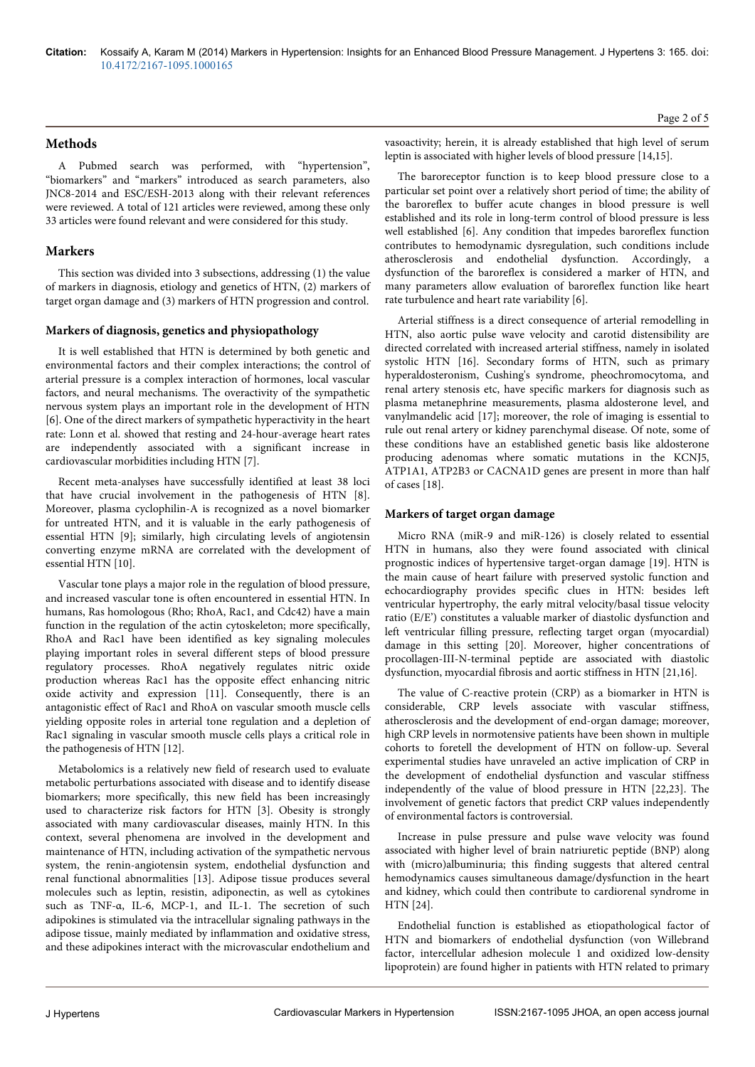## Methods

A Pubmed search was performed, with "hypertension", "biomarkers" and "markers" introduced as search parameters, also JNC8-2014 and ESC/ESH-2013 along with their relevant references were reviewed. A total of 121 articles were reviewed, among these only 33 articles were found relevant and were considered for this study.

## Markers

This section was divided into 3 subsections, addressing (1) the value of markers in diagnosis, etiology and genetics of HTN, (2) markers of target organ damage and (3) markers of HTN progression and control.

### Markers of diagnosis, genetics and physiopathology

It is well established that HTN is determined by both genetic and environmental factors and their complex interactions; the control of arterial pressure is a complex interaction of hormones, local vascular factors, and neural mechanisms. The overactivity of the sympathetic nervous system plays an important role in the development of HTN [6]. One of the direct markers of sympathetic hyperactivity in the heart rate: Lonn et al. showed that resting and 24-hour-average heart rates are independently associated with a significant increase in cardiovascular morbidities including HTN [7].

Recent meta-analyses have successfully identified at least 38 loci that have crucial involvement in the pathogenesis of HTN [8]. Moreover, plasma cyclophilin-A is recognized as a novel biomarker for untreated HTN, and it is valuable in the early pathogenesis of essential HTN [9]; similarly, high circulating levels of angiotensin converting enzyme mRNA are correlated with the development of essential HTN [10].

Vascular tone plays a major role in the regulation of blood pressure, and increased vascular tone is often encountered in essential HTN. In humans, Ras homologous (Rho; RhoA, Rac1, and Cdc42) have a main function in the regulation of the actin cytoskeleton; more specifically, RhoA and Rac1 have been identified as key signaling molecules playing important roles in several different steps of blood pressure regulatory processes. RhoA negatively regulates nitric oxide production whereas Rac1 has the opposite effect enhancing nitric oxide activity and expression [11]. Consequently, there is an antagonistic effect of Rac1 and RhoA on vascular smooth muscle cells yielding opposite roles in arterial tone regulation and a depletion of Rac1 signaling in vascular smooth muscle cells plays a critical role in the pathogenesis of HTN [12].

Metabolomics is a relatively new field of research used to evaluate metabolic perturbations associated with disease and to identify disease biomarkers; more specifically, this new field has been increasingly used to characterize risk factors for HTN [3]. Obesity is strongly associated with many cardiovascular diseases, mainly HTN. In this context, several phenomena are involved in the development and maintenance of HTN, including activation of the sympathetic nervous system, the renin-angiotensin system, endothelial dysfunction and renal functional abnormalities [13]. Adipose tissue produces several molecules such as leptin, resistin, adiponectin, as well as cytokines such as TNF-α, IL-6, MCP-1, and IL-1. The secretion of such adipokines is stimulated via the intracellular signaling pathways in the adipose tissue, mainly mediated by inflammation and oxidative stress, and these adipokines interact with the microvascular endothelium and vasoactivity; herein, it is already established that high level of serum leptin is associated with higher levels of blood pressure [14,15].

The baroreceptor function is to keep blood pressure close to a particular set point over a relatively short period of time; the ability of the baroreflex to buffer acute changes in blood pressure is well established and its role in long-term control of blood pressure is less well established [6]. Any condition that impedes baroreflex function contributes to hemodynamic dysregulation, such conditions include atherosclerosis and endothelial dysfunction. Accordingly, a dysfunction of the baroreflex is considered a marker of HTN, and many parameters allow evaluation of baroreflex function like heart rate turbulence and heart rate variability [6].

Arterial stiffness is a direct consequence of arterial remodelling in HTN, also aortic pulse wave velocity and carotid distensibility are directed correlated with increased arterial stiffness, namely in isolated systolic HTN [16]. Secondary forms of HTN, such as primary hyperaldosteronism, Cushing's syndrome, pheochromocytoma, and renal artery stenosis etc, have specific markers for diagnosis such as plasma metanephrine measurements, plasma aldosterone level, and vanylmandelic acid [17]; moreover, the role of imaging is essential to rule out renal artery or kidney parenchymal disease. Of note, some of these conditions have an established genetic basis like aldosterone producing adenomas where somatic mutations in the KCNJ5, ATP1A1, ATP2B3 or CACNA1D genes are present in more than half of cases [18].

### Markers of target organ damage

Micro RNA (miR-9 and miR-126) is closely related to essential HTN in humans, also they were found associated with clinical prognostic indices of hypertensive target-organ damage [19]. HTN is the main cause of heart failure with preserved systolic function and echocardiography provides specific clues in HTN: besides left ventricular hypertrophy, the early mitral velocity/basal tissue velocity ratio (E/E') constitutes a valuable marker of diastolic dysfunction and left ventricular filling pressure, reflecting target organ (myocardial) damage in this setting [20]. Moreover, higher concentrations of procollagen-III-N-terminal peptide are associated with diastolic dysfunction, myocardial fibrosis and aortic stiffness in HTN [21,16].

The value of C-reactive protein (CRP) as a biomarker in HTN is considerable, CRP levels associate with vascular stiffness, atherosclerosis and the development of end-organ damage; moreover, high CRP levels in normotensive patients have been shown in multiple cohorts to foretell the development of HTN on follow-up. Several experimental studies have unraveled an active implication of CRP in the development of endothelial dysfunction and vascular stiffness independently of the value of blood pressure in HTN [22,23]. The involvement of genetic factors that predict CRP values independently of environmental factors is controversial.

Increase in pulse pressure and pulse wave velocity was found associated with higher level of brain natriuretic peptide (BNP) along with (micro)albuminuria; this finding suggests that altered central hemodynamics causes simultaneous damage/dysfunction in the heart and kidney, which could then contribute to cardiorenal syndrome in HTN [24].

Endothelial function is established as etiopathological factor of HTN and biomarkers of endothelial dysfunction (von Willebrand factor, intercellular adhesion molecule 1 and oxidized low-density lipoprotein) are found higher in patients with HTN related to primary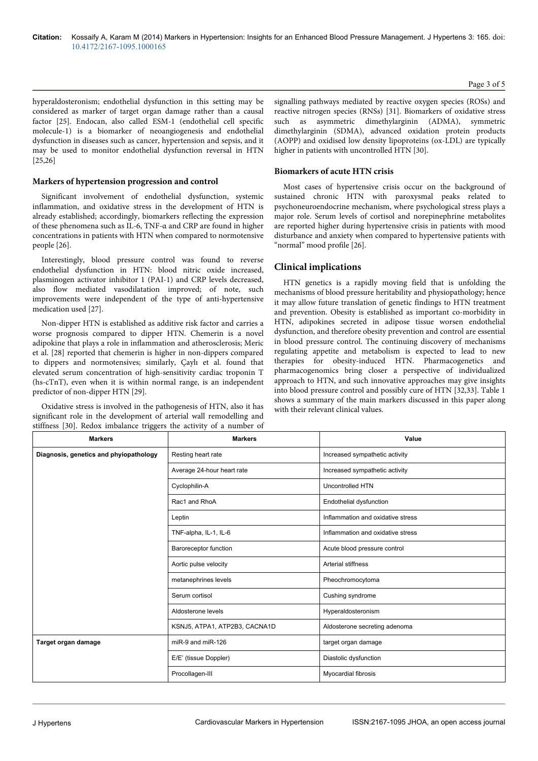hyperaldosteronism; endothelial dysfunction in this setting may be considered as marker of target organ damage rather than a causal factor [25]. Endocan, also called ESM-1 (endothelial cell specific molecule-1) is a biomarker of neoangiogenesis and endothelial dysfunction in diseases such as cancer, hypertension and sepsis, and it may be used to monitor endothelial dysfunction reversal in HTN [25,26]

### Markers of hypertension progression and control

Significant involvement of endothelial dysfunction, systemic inflammation, and oxidative stress in the development of HTN is already established; accordingly, biomarkers reflecting the expression of these phenomena such as IL-6, TNF-α and CRP are found in higher concentrations in patients with HTN when compared to normotensive people [26].

Interestingly, blood pressure control was found to reverse endothelial dysfunction in HTN: blood nitric oxide increased, plasminogen activator inhibitor 1 (PAI-1) and CRP levels decreased, also flow mediated vasodilatation improved; of note, such improvements were independent of the type of anti-hypertensive medication used [27].

Non-dipper HTN is established as additive risk factor and carries a worse prognosis compared to dipper HTN. Chemerin is a novel adipokine that plays a role in inflammation and atherosclerosis; Meric et al. [28] reported that chemerin is higher in non-dippers compared to dippers and normotensives; similarly, Çaylı et al. found that elevated serum concentration of high-sensitivity cardiac troponin T (hs-cTnT), even when it is within normal range, is an independent predictor of non-dipper HTN [29].

Oxidative stress is involved in the pathogenesis of HTN, also it has significant role in the development of arterial wall remodelling and stiffness [30]. Redox imbalance triggers the activity of a number of signalling pathways mediated by reactive oxygen species (ROSs) and reactive nitrogen species (RNSs) [31]. Biomarkers of oxidative stress such as asymmetric dimethylarginin (ADMA), symmetric dimethylarginin (SDMA), advanced oxidation protein products (AOPP) and oxidised low density lipoproteins (ox-LDL) are typically higher in patients with uncontrolled HTN [30].

### Biomarkers of acute HTN crisis

Most cases of hypertensive crisis occur on the background of sustained chronic HTN with paroxysmal peaks related to psychoneuroendocrine mechanism, where psychological stress plays a major role. Serum levels of cortisol and norepinephrine metabolites are reported higher during hypertensive crisis in patients with mood disturbance and anxiety when compared to hypertensive patients with "normal" mood profile [26].

## Clinical implications

HTN genetics is a rapidly moving field that is unfolding the mechanisms of blood pressure heritability and physiopathology; hence it may allow future translation of genetic findings to HTN treatment and prevention. Obesity is established as important co-morbidity in HTN, adipokines secreted in adipose tissue worsen endothelial dysfunction, and therefore obesity prevention and control are essential in blood pressure control. The continuing discovery of mechanisms regulating appetite and metabolism is expected to lead to new therapies for obesity-induced HTN. Pharmacogenetics and pharmacogenomics bring closer a perspective of individualized approach to HTN, and such innovative approaches may give insights into blood pressure control and possibly cure of HTN [32,33]. Table 1 shows a summary of the main markers discussed in this paper along with their relevant clinical values.

| Markers | Markers | Value |
|---|---|---|
| **Diagnosis, genetics and phyiopathology** | Resting heart rate | Increased sympathetic activity |
| | Average 24-hour heart rate | Increased sympathetic activity |
| | Cyclophilin-A | Uncontrolled HTN |
| | Rac1 and RhoA | Endothelial dysfunction |
| | Leptin | Inflammation and oxidative stress |
| | TNF-alpha, IL-1, IL-6 | Inflammation and oxidative stress |
| | Baroreceptor function | Acute blood pressure control |
| | Aortic pulse velocity | Arterial stiffness |
| | metanephrines levels | Pheochromocytoma |
| | Serum cortisol | Cushing syndrome |
| | Aldosterone levels | Hyperaldosteronism |
| | KSNJ5, ATPA1, ATP2B3, CACNA1D | Aldosterone secreting adenoma |
| **Target organ damage** | miR-9 and miR-126 | target organ damage |
| | E/E' (tissue Doppler) | Diastolic dysfunction |
| | Procollagen-III | Myocardial fibrosis |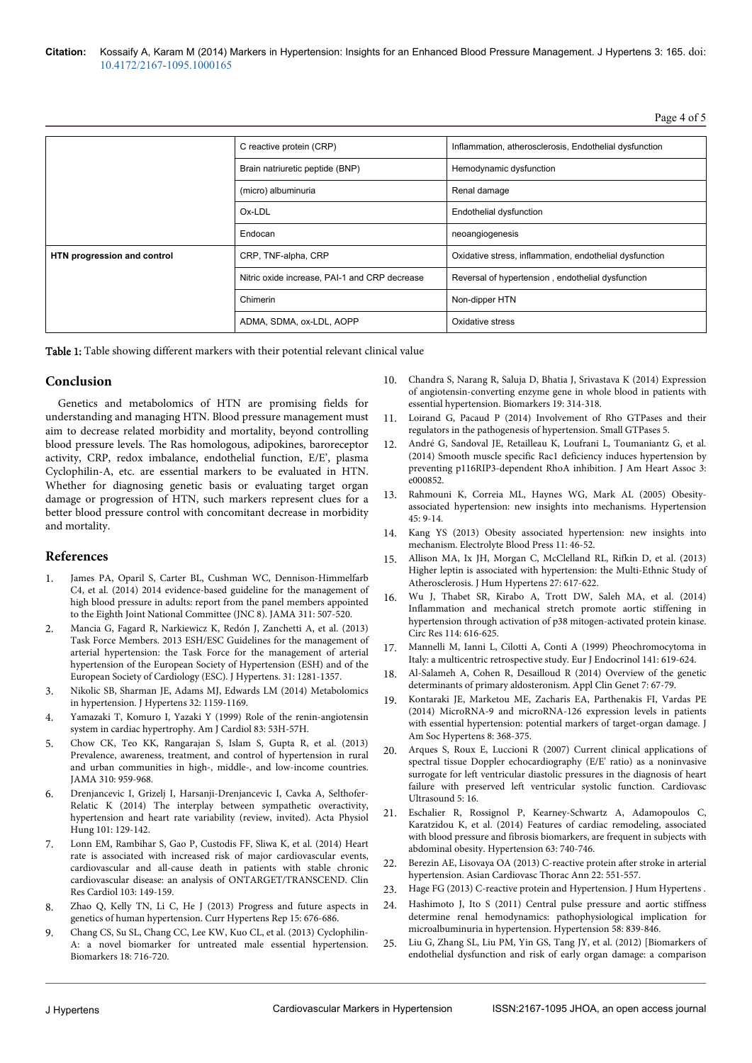| | | |
|---|---|---|
| | C reactive protein (CRP) | Inflammation, atherosclerosis, Endothelial dysfunction |
| | Brain natriuretic peptide (BNP) | Hemodynamic dysfunction |
| | (micro) albuminuria | Renal damage |
| | Ox-LDL | Endothelial dysfunction |
| | Endocan | neoangiogenesis |
| **HTN progression and control** | CRP, TNF-alpha, CRP | Oxidative stress, inflammation, endothelial dysfunction |
| | Nitric oxide increase, PAI-1 and CRP decrease | Reversal of hypertension , endothelial dysfunction |
| | Chimerin | Non-dipper HTN |
| | ADMA, SDMA, ox-LDL, AOPP | Oxidative stress |

Table 1: Table showing different markers with their potential relevant clinical value

## Conclusion

Genetics and metabolomics of HTN are promising fields for understanding and managing HTN. Blood pressure management must aim to decrease related morbidity and mortality, beyond controlling blood pressure levels. The Ras homologous, adipokines, baroreceptor activity, CRP, redox imbalance, endothelial function, E/E', plasma Cyclophilin-A, etc. are essential markers to be evaluated in HTN. Whether for diagnosing genetic basis or evaluating target organ damage or progression of HTN, such markers represent clues for a better blood pressure control with concomitant decrease in morbidity and mortality.

## References

1. James PA, Oparil S, Carter BL, Cushman WC, Dennison-Himmelfarb C4, et al. (2014) 2014 evidence-based guideline for the management of high blood pressure in adults: report from the panel members appointed to the Eighth Joint National Committee (JNC 8). JAMA 311: 507-520.
2. Mancia G, Fagard R, Narkiewicz K, Redón J, Zanchetti A, et al. (2013) Task Force Members. 2013 ESH/ESC Guidelines for the management of arterial hypertension: the Task Force for the management of arterial hypertension of the European Society of Hypertension (ESH) and of the European Society of Cardiology (ESC). J Hypertens. 31: 1281-1357.
3. Nikolic SB, Sharman JE, Adams MJ, Edwards LM (2014) Metabolomics in hypertension. J Hypertens 32: 1159-1169.
4. Yamazaki T, Komuro I, Yazaki Y (1999) Role of the renin-angiotensin system in cardiac hypertrophy. Am J Cardiol 83: 53H-57H.
5. Chow CK, Teo KK, Rangarajan S, Islam S, Gupta R, et al. (2013) Prevalence, awareness, treatment, and control of hypertension in rural and urban communities in high-, middle-, and low-income countries. JAMA 310: 959-968.
6. Drenjancevic I, Grizelj I, Harsanji-Drenjancevic I, Cavka A, Selthofer-Relatic K (2014) The interplay between sympathetic overactivity, hypertension and heart rate variability (review, invited). Acta Physiol Hung 101: 129-142.
7. Lonn EM, Rambihar S, Gao P, Custodis FF, Sliwa K, et al. (2014) Heart rate is associated with increased risk of major cardiovascular events, cardiovascular and all-cause death in patients with stable chronic cardiovascular disease: an analysis of ONTARGET/TRANSCEND. Clin Res Cardiol 103: 149-159.
8. Zhao Q, Kelly TN, Li C, He J (2013) Progress and future aspects in genetics of human hypertension. Curr Hypertens Rep 15: 676-686.
9. Chang CS, Su SL, Chang CC, Lee KW, Kuo CL, et al. (2013) Cyclophilin-A: a novel biomarker for untreated male essential hypertension. Biomarkers 18: 716-720.
10. Chandra S, Narang R, Saluja D, Bhatia J, Srivastava K (2014) Expression of angiotensin-converting enzyme gene in whole blood in patients with essential hypertension. Biomarkers 19: 314-318.
11. Loirand G, Pacaud P (2014) Involvement of Rho GTPases and their regulators in the pathogenesis of hypertension. Small GTPases 5.
12. André G, Sandoval JE, Retailleau K, Loufrani L, Toumaniantz G, et al. (2014) Smooth muscle specific Rac1 deficiency induces hypertension by preventing p116RIP3-dependent RhoA inhibition. J Am Heart Assoc 3: e000852.
13. Rahmouni K, Correia ML, Haynes WG, Mark AL (2005) Obesity-associated hypertension: new insights into mechanisms. Hypertension 45: 9-14.
14. Kang YS (2013) Obesity associated hypertension: new insights into mechanism. Electrolyte Blood Press 11: 46-52.
15. Allison MA, Ix JH, Morgan C, McClelland RL, Rifkin D, et al. (2013) Higher leptin is associated with hypertension: the Multi-Ethnic Study of Atherosclerosis. J Hum Hypertens 27: 617-622.
16. Wu J, Thabet SR, Kirabo A, Trott DW, Saleh MA, et al. (2014) Inflammation and mechanical stretch promote aortic stiffening in hypertension through activation of p38 mitogen-activated protein kinase. Circ Res 114: 616-625.
17. Mannelli M, Ianni L, Cilotti A, Conti A (1999) Pheochromocytoma in Italy: a multicentric retrospective study. Eur J Endocrinol 141: 619-624.
18. Al-Salameh A, Cohen R, Desailloud R (2014) Overview of the genetic determinants of primary aldosteronism. Appl Clin Genet 7: 67-79.
19. Kontaraki JE, Marketou ME, Zacharis EA, Parthenakis FI, Vardas PE (2014) MicroRNA-9 and microRNA-126 expression levels in patients with essential hypertension: potential markers of target-organ damage. J Am Soc Hypertens 8: 368-375.
20. Arques S, Roux E, Luccioni R (2007) Current clinical applications of spectral tissue Doppler echocardiography (E/E' ratio) as a noninvasive surrogate for left ventricular diastolic pressures in the diagnosis of heart failure with preserved left ventricular systolic function. Cardiovasc Ultrasound 5: 16.
21. Eschalier R, Rossignol P, Kearney-Schwartz A, Adamopoulos C, Karatzidou K, et al. (2014) Features of cardiac remodeling, associated with blood pressure and fibrosis biomarkers, are frequent in subjects with abdominal obesity. Hypertension 63: 740-746.
22. Berezin AE, Lisovaya OA (2013) C-reactive protein after stroke in arterial hypertension. Asian Cardiovasc Thorac Ann 22: 551-557.
23. Hage FG (2013) C-reactive protein and Hypertension. J Hum Hypertens .
24. Hashimoto J, Ito S (2011) Central pulse pressure and aortic stiffness determine renal hemodynamics: pathophysiological implication for microalbuminuria in hypertension. Hypertension 58: 839-846.
25. Liu G, Zhang SL, Liu PM, Yin GS, Tang JY, et al. (2012) [Biomarkers of endothelial dysfunction and risk of early organ damage: a comparison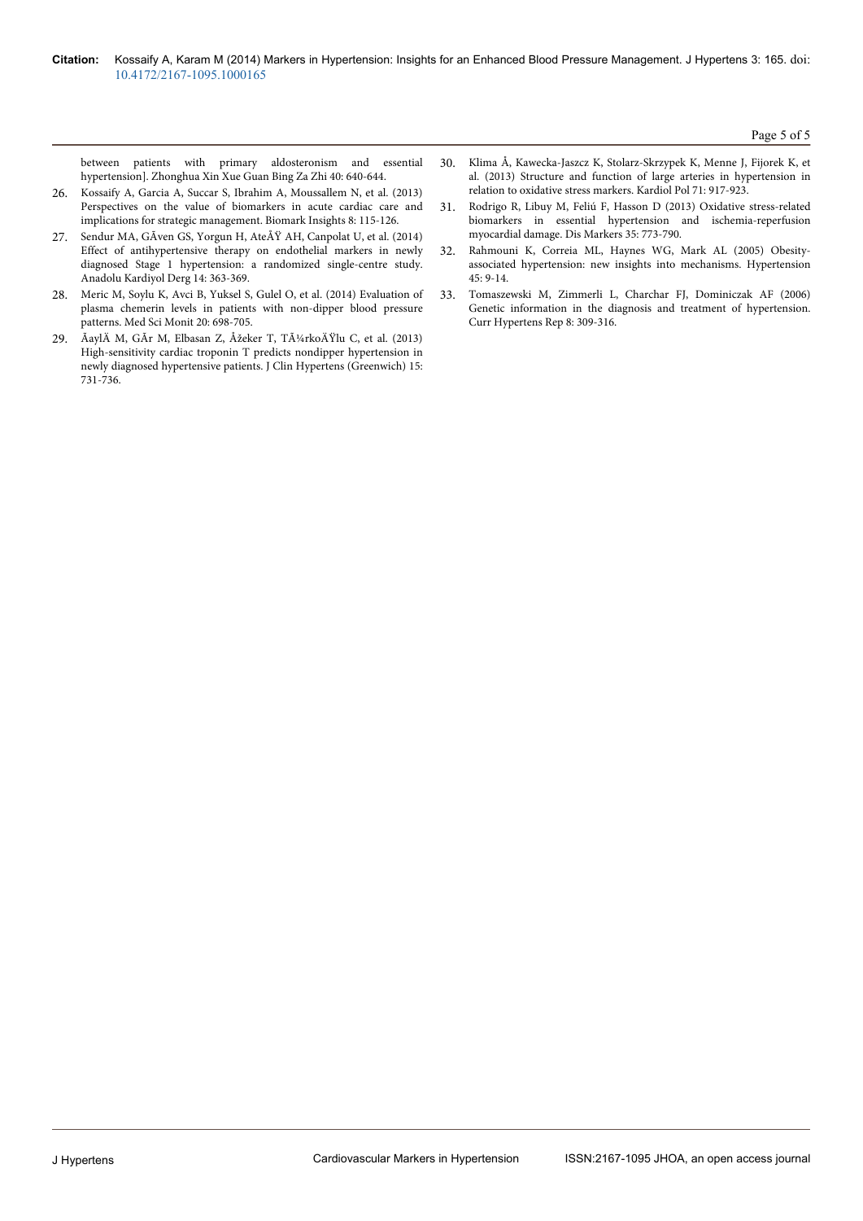between patients with primary aldosteronism and essential hypertension]. Zhonghua Xin Xue Guan Bing Za Zhi 40: 640-644.

26. Kossaify A, Garcia A, Succar S, Ibrahim A, Moussallem N, et al. (2013) Perspectives on the value of biomarkers in acute cardiac care and implications for strategic management. Biomark Insights 8: 115-126.

27. Sendur MA, GÃven GS, Yorgun H, AteÅŸ AH, Canpolat U, et al. (2014) Effect of antihypertensive therapy on endothelial markers in newly diagnosed Stage 1 hypertension: a randomized single-centre study. Anadolu Kardiyol Derg 14: 363-369.

28. Meric M, Soylu K, Avci B, Yuksel S, Gulel O, et al. (2014) Evaluation of plasma chemerin levels in patients with non-dipper blood pressure patterns. Med Sci Monit 20: 698-705.

29. ÃaylÄ M, GÃr M, Elbasan Z, Åžeker T, TÃ¼rkoÄŸlu C, et al. (2013) High-sensitivity cardiac troponin T predicts nondipper hypertension in newly diagnosed hypertensive patients. J Clin Hypertens (Greenwich) 15: 731-736.

30. Klima Å, Kawecka-Jaszcz K, Stolarz-Skrzypek K, Menne J, Fijorek K, et al. (2013) Structure and function of large arteries in hypertension in relation to oxidative stress markers. Kardiol Pol 71: 917-923.

31. Rodrigo R, Libuy M, Feliú F, Hasson D (2013) Oxidative stress-related biomarkers in essential hypertension and ischemia-reperfusion myocardial damage. Dis Markers 35: 773-790.

32. Rahmouni K, Correia ML, Haynes WG, Mark AL (2005) Obesity-associated hypertension: new insights into mechanisms. Hypertension 45: 9-14.

33. Tomaszewski M, Zimmerli L, Charchar FJ, Dominiczak AF (2006) Genetic information in the diagnosis and treatment of hypertension. Curr Hypertens Rep 8: 309-316.